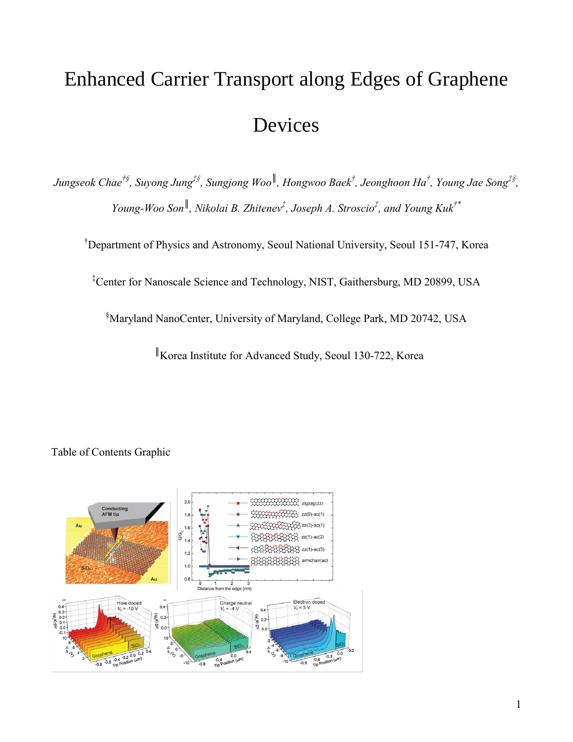# Enhanced Carrier Transport along Edges of Graphene Devices

*Jungseok Chae*[†§], *Suyong Jung*[‡§], *Sungjong Woo*[∥], *Hongwoo Baek*[†], *Jeonghoon Ha*[†], *Young Jae Song*[‡§], *Young-Woo Son*[∥], *Nikolai B. Zhitenev*[‡], *Joseph A. Stroscio*[‡], *and Young Kuk*[†*]

[†]Department of Physics and Astronomy, Seoul National University, Seoul 151-747, Korea

[‡]Center for Nanoscale Science and Technology, NIST, Gaithersburg, MD 20899, USA

[§]Maryland NanoCenter, University of Maryland, College Park, MD 20742, USA

[∥]Korea Institute for Advanced Study, Seoul 130-722, Korea

Table of Contents Graphic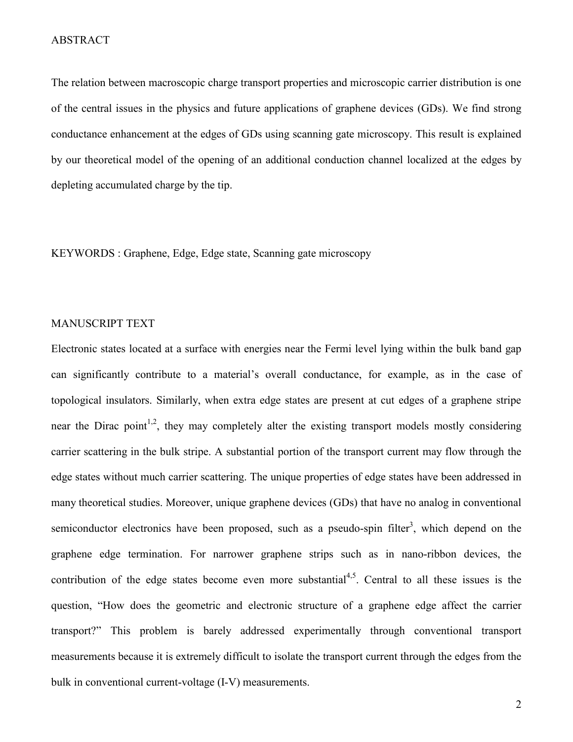## ABSTRACT

The relation between macroscopic charge transport properties and microscopic carrier distribution is one of the central issues in the physics and future applications of graphene devices (GDs). We find strong conductance enhancement at the edges of GDs using scanning gate microscopy. This result is explained by our theoretical model of the opening of an additional conduction channel localized at the edges by depleting accumulated charge by the tip.

KEYWORDS : Graphene, Edge, Edge state, Scanning gate microscopy

## MANUSCRIPT TEXT

Electronic states located at a surface with energies near the Fermi level lying within the bulk band gap can significantly contribute to a material's overall conductance, for example, as in the case of topological insulators. Similarly, when extra edge states are present at cut edges of a graphene stripe near the Dirac point[1,2], they may completely alter the existing transport models mostly considering carrier scattering in the bulk stripe. A substantial portion of the transport current may flow through the edge states without much carrier scattering. The unique properties of edge states have been addressed in many theoretical studies. Moreover, unique graphene devices (GDs) that have no analog in conventional semiconductor electronics have been proposed, such as a pseudo-spin filter[3], which depend on the graphene edge termination. For narrower graphene strips such as in nano-ribbon devices, the contribution of the edge states become even more substantial[4,5]. Central to all these issues is the question, "How does the geometric and electronic structure of a graphene edge affect the carrier transport?" This problem is barely addressed experimentally through conventional transport measurements because it is extremely difficult to isolate the transport current through the edges from the bulk in conventional current-voltage (I-V) measurements.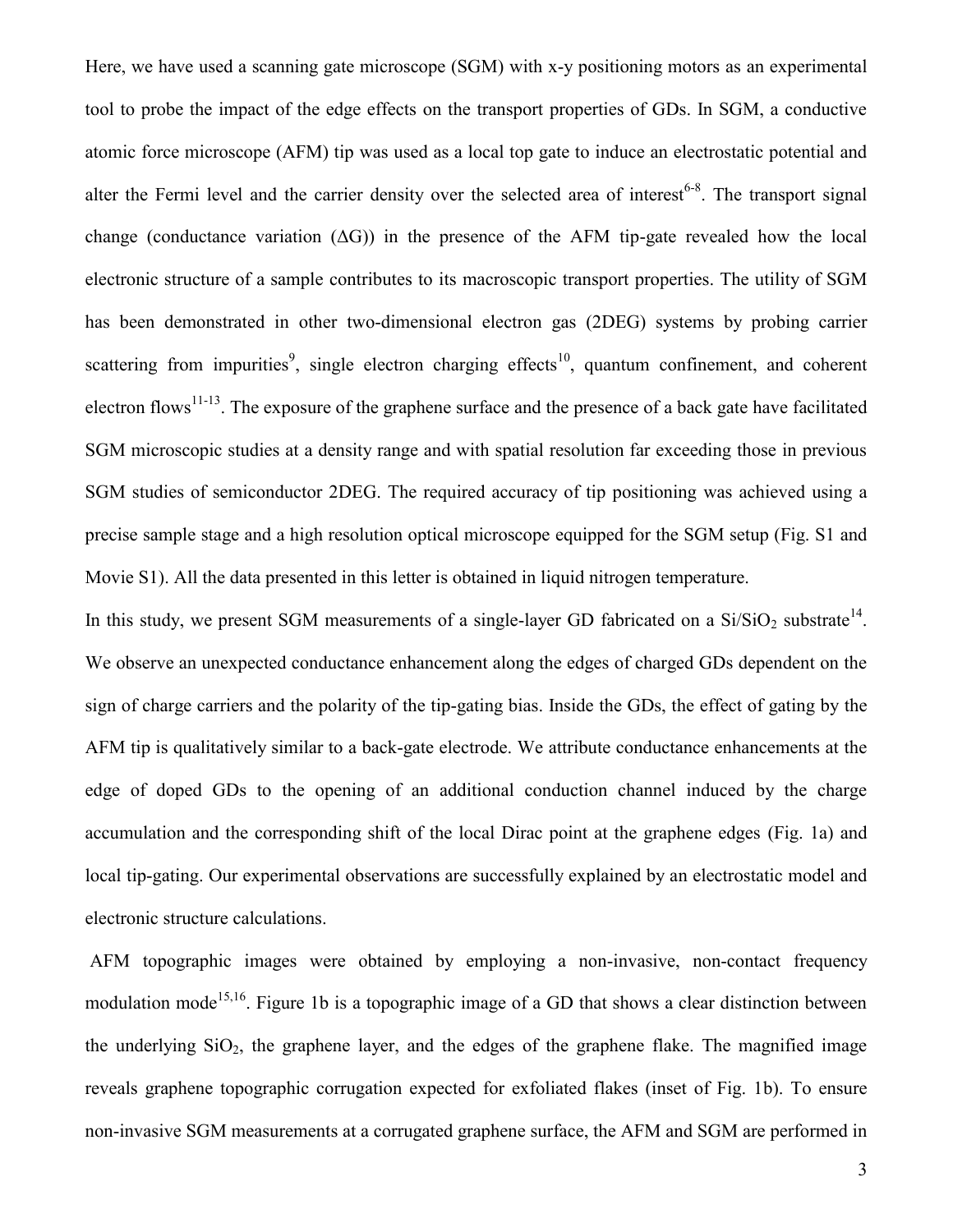Here, we have used a scanning gate microscope (SGM) with x-y positioning motors as an experimental tool to probe the impact of the edge effects on the transport properties of GDs. In SGM, a conductive atomic force microscope (AFM) tip was used as a local top gate to induce an electrostatic potential and alter the Fermi level and the carrier density over the selected area of interest[6-8]. The transport signal change (conductance variation ($\Delta$G)) in the presence of the AFM tip-gate revealed how the local electronic structure of a sample contributes to its macroscopic transport properties. The utility of SGM has been demonstrated in other two-dimensional electron gas (2DEG) systems by probing carrier scattering from impurities[9], single electron charging effects[10], quantum confinement, and coherent electron flows[11-13]. The exposure of the graphene surface and the presence of a back gate have facilitated SGM microscopic studies at a density range and with spatial resolution far exceeding those in previous SGM studies of semiconductor 2DEG. The required accuracy of tip positioning was achieved using a precise sample stage and a high resolution optical microscope equipped for the SGM setup (Fig. S1 and Movie S1). All the data presented in this letter is obtained in liquid nitrogen temperature.

In this study, we present SGM measurements of a single-layer GD fabricated on a Si/$SiO_2$ substrate[14]. We observe an unexpected conductance enhancement along the edges of charged GDs dependent on the sign of charge carriers and the polarity of the tip-gating bias. Inside the GDs, the effect of gating by the AFM tip is qualitatively similar to a back-gate electrode. We attribute conductance enhancements at the edge of doped GDs to the opening of an additional conduction channel induced by the charge accumulation and the corresponding shift of the local Dirac point at the graphene edges (Fig. 1a) and local tip-gating. Our experimental observations are successfully explained by an electrostatic model and electronic structure calculations.

AFM topographic images were obtained by employing a non-invasive, non-contact frequency modulation mode[15,16]. Figure 1b is a topographic image of a GD that shows a clear distinction between the underlying $SiO_2$, the graphene layer, and the edges of the graphene flake. The magnified image reveals graphene topographic corrugation expected for exfoliated flakes (inset of Fig. 1b). To ensure non-invasive SGM measurements at a corrugated graphene surface, the AFM and SGM are performed in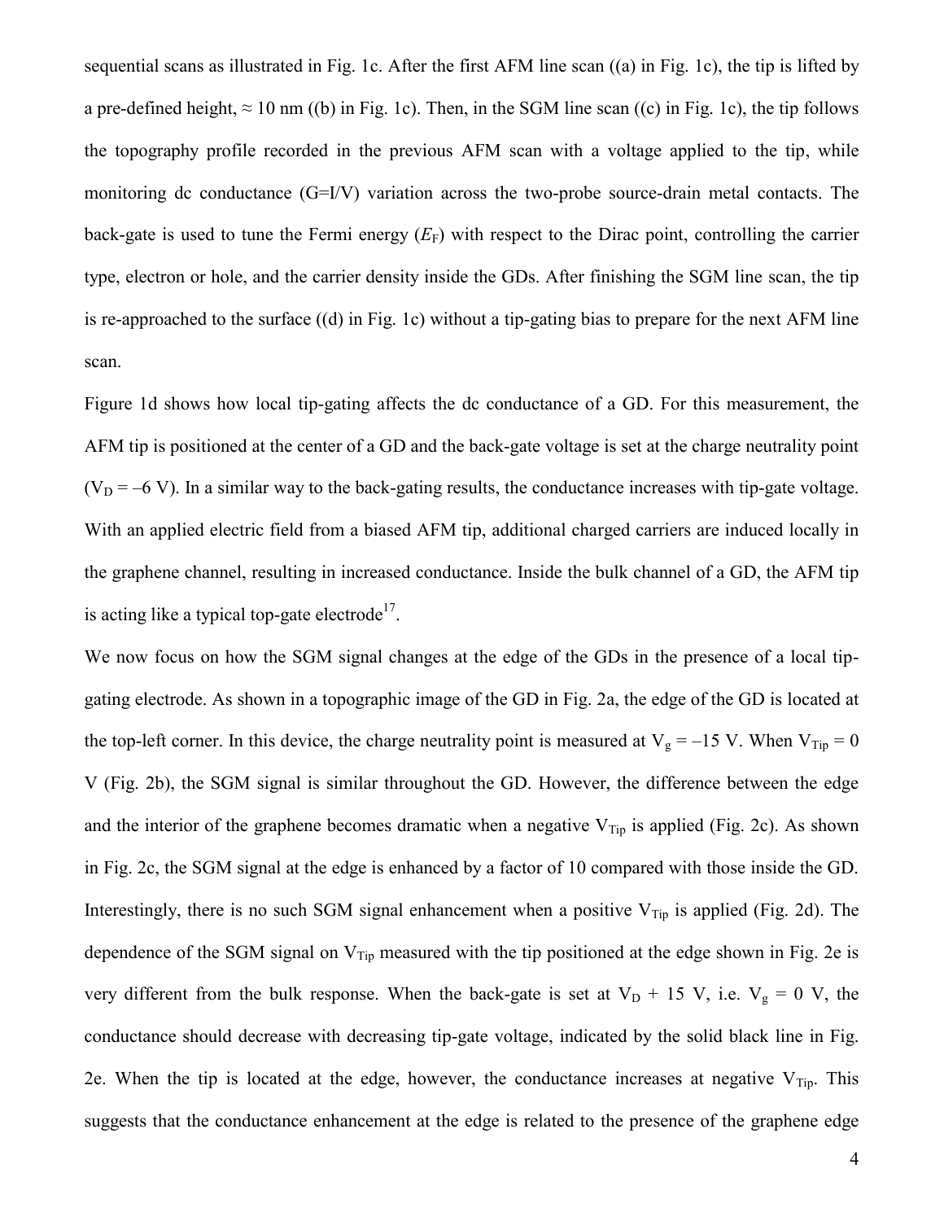sequential scans as illustrated in Fig. 1c. After the first AFM line scan ((a) in Fig. 1c), the tip is lifted by a pre-defined height, ≈ 10 nm ((b) in Fig. 1c). Then, in the SGM line scan ((c) in Fig. 1c), the tip follows the topography profile recorded in the previous AFM scan with a voltage applied to the tip, while monitoring dc conductance (G=I/V) variation across the two-probe source-drain metal contacts. The back-gate is used to tune the Fermi energy ($E_F$) with respect to the Dirac point, controlling the carrier type, electron or hole, and the carrier density inside the GDs. After finishing the SGM line scan, the tip is re-approached to the surface ((d) in Fig. 1c) without a tip-gating bias to prepare for the next AFM line scan.

Figure 1d shows how local tip-gating affects the dc conductance of a GD. For this measurement, the AFM tip is positioned at the center of a GD and the back-gate voltage is set at the charge neutrality point ($V_D$ = –6 V). In a similar way to the back-gating results, the conductance increases with tip-gate voltage. With an applied electric field from a biased AFM tip, additional charged carriers are induced locally in the graphene channel, resulting in increased conductance. Inside the bulk channel of a GD, the AFM tip is acting like a typical top-gate electrode[17].

We now focus on how the SGM signal changes at the edge of the GDs in the presence of a local tip-gating electrode. As shown in a topographic image of the GD in Fig. 2a, the edge of the GD is located at the top-left corner. In this device, the charge neutrality point is measured at $V_g$ = –15 V. When $V_{Tip}$ = 0 V (Fig. 2b), the SGM signal is similar throughout the GD. However, the difference between the edge and the interior of the graphene becomes dramatic when a negative $V_{Tip}$ is applied (Fig. 2c). As shown in Fig. 2c, the SGM signal at the edge is enhanced by a factor of 10 compared with those inside the GD. Interestingly, there is no such SGM signal enhancement when a positive $V_{Tip}$ is applied (Fig. 2d). The dependence of the SGM signal on $V_{Tip}$ measured with the tip positioned at the edge shown in Fig. 2e is very different from the bulk response. When the back-gate is set at $V_D$ + 15 V, i.e. $V_g$ = 0 V, the conductance should decrease with decreasing tip-gate voltage, indicated by the solid black line in Fig. 2e. When the tip is located at the edge, however, the conductance increases at negative $V_{Tip}$. This suggests that the conductance enhancement at the edge is related to the presence of the graphene edge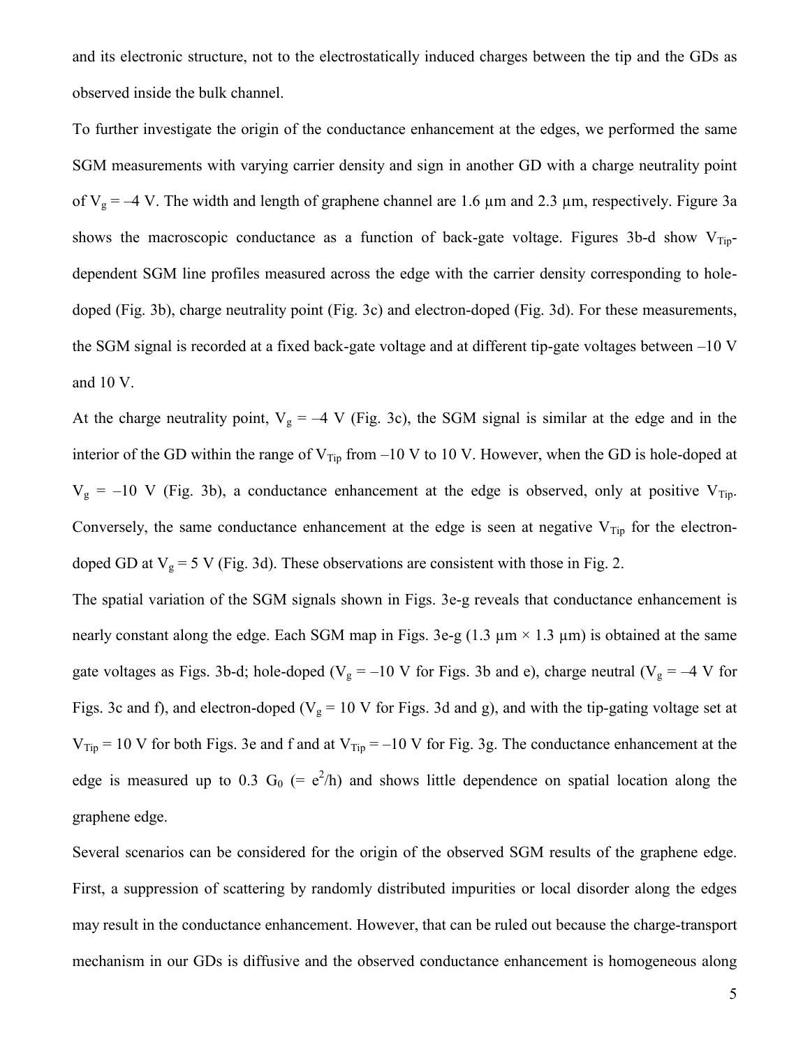and its electronic structure, not to the electrostatically induced charges between the tip and the GDs as observed inside the bulk channel.

To further investigate the origin of the conductance enhancement at the edges, we performed the same SGM measurements with varying carrier density and sign in another GD with a charge neutrality point of $V_g$ = –4 V. The width and length of graphene channel are 1.6 μm and 2.3 μm, respectively. Figure 3a shows the macroscopic conductance as a function of back-gate voltage. Figures 3b-d show $V_{Tip}$-dependent SGM line profiles measured across the edge with the carrier density corresponding to hole-doped (Fig. 3b), charge neutrality point (Fig. 3c) and electron-doped (Fig. 3d). For these measurements, the SGM signal is recorded at a fixed back-gate voltage and at different tip-gate voltages between –10 V and 10 V.

At the charge neutrality point, $V_g$ = –4 V (Fig. 3c), the SGM signal is similar at the edge and in the interior of the GD within the range of $V_{Tip}$ from –10 V to 10 V. However, when the GD is hole-doped at $V_g$ = –10 V (Fig. 3b), a conductance enhancement at the edge is observed, only at positive $V_{Tip}$. Conversely, the same conductance enhancement at the edge is seen at negative $V_{Tip}$ for the electron-doped GD at $V_g$ = 5 V (Fig. 3d). These observations are consistent with those in Fig. 2.

The spatial variation of the SGM signals shown in Figs. 3e-g reveals that conductance enhancement is nearly constant along the edge. Each SGM map in Figs. 3e-g (1.3 μm × 1.3 μm) is obtained at the same gate voltages as Figs. 3b-d; hole-doped ($V_g$ = –10 V for Figs. 3b and e), charge neutral ($V_g$ = –4 V for Figs. 3c and f), and electron-doped ($V_g$ = 10 V for Figs. 3d and g), and with the tip-gating voltage set at $V_{Tip}$ = 10 V for both Figs. 3e and f and at $V_{Tip}$ = –10 V for Fig. 3g. The conductance enhancement at the edge is measured up to 0.3 $G_0$ (= $e^2/h$) and shows little dependence on spatial location along the graphene edge.

Several scenarios can be considered for the origin of the observed SGM results of the graphene edge. First, a suppression of scattering by randomly distributed impurities or local disorder along the edges may result in the conductance enhancement. However, that can be ruled out because the charge-transport mechanism in our GDs is diffusive and the observed conductance enhancement is homogeneous along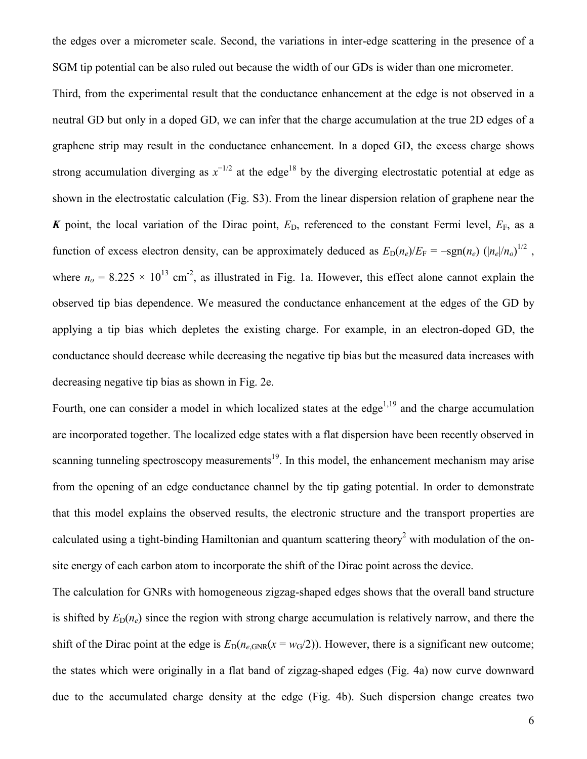the edges over a micrometer scale. Second, the variations in inter-edge scattering in the presence of a SGM tip potential can be also ruled out because the width of our GDs is wider than one micrometer.

Third, from the experimental result that the conductance enhancement at the edge is not observed in a neutral GD but only in a doped GD, we can infer that the charge accumulation at the true 2D edges of a graphene strip may result in the conductance enhancement. In a doped GD, the excess charge shows strong accumulation diverging as $x^{-1/2}$ at the edge[18] by the diverging electrostatic potential at edge as shown in the electrostatic calculation (Fig. S3). From the linear dispersion relation of graphene near the ***K*** point, the local variation of the Dirac point, $E_D$, referenced to the constant Fermi level, $E_F$, as a function of excess electron density, can be approximately deduced as $E_D(n_e)/E_F = -\mathrm{sgn}(n_e)\ (|n_e|/n_o)^{1/2}$ , where $n_o = 8.225 \times 10^{13}$ cm$^{-2}$, as illustrated in Fig. 1a. However, this effect alone cannot explain the observed tip bias dependence. We measured the conductance enhancement at the edges of the GD by applying a tip bias which depletes the existing charge. For example, in an electron-doped GD, the conductance should decrease while decreasing the negative tip bias but the measured data increases with decreasing negative tip bias as shown in Fig. 2e.

Fourth, one can consider a model in which localized states at the edge[1,19] and the charge accumulation are incorporated together. The localized edge states with a flat dispersion have been recently observed in scanning tunneling spectroscopy measurements[19]. In this model, the enhancement mechanism may arise from the opening of an edge conductance channel by the tip gating potential. In order to demonstrate that this model explains the observed results, the electronic structure and the transport properties are calculated using a tight-binding Hamiltonian and quantum scattering theory[2] with modulation of the on-site energy of each carbon atom to incorporate the shift of the Dirac point across the device.

The calculation for GNRs with homogeneous zigzag-shaped edges shows that the overall band structure is shifted by $E_D(n_e)$ since the region with strong charge accumulation is relatively narrow, and there the shift of the Dirac point at the edge is $E_D(n_{e,\mathrm{GNR}}(x = w_G/2))$. However, there is a significant new outcome; the states which were originally in a flat band of zigzag-shaped edges (Fig. 4a) now curve downward due to the accumulated charge density at the edge (Fig. 4b). Such dispersion change creates two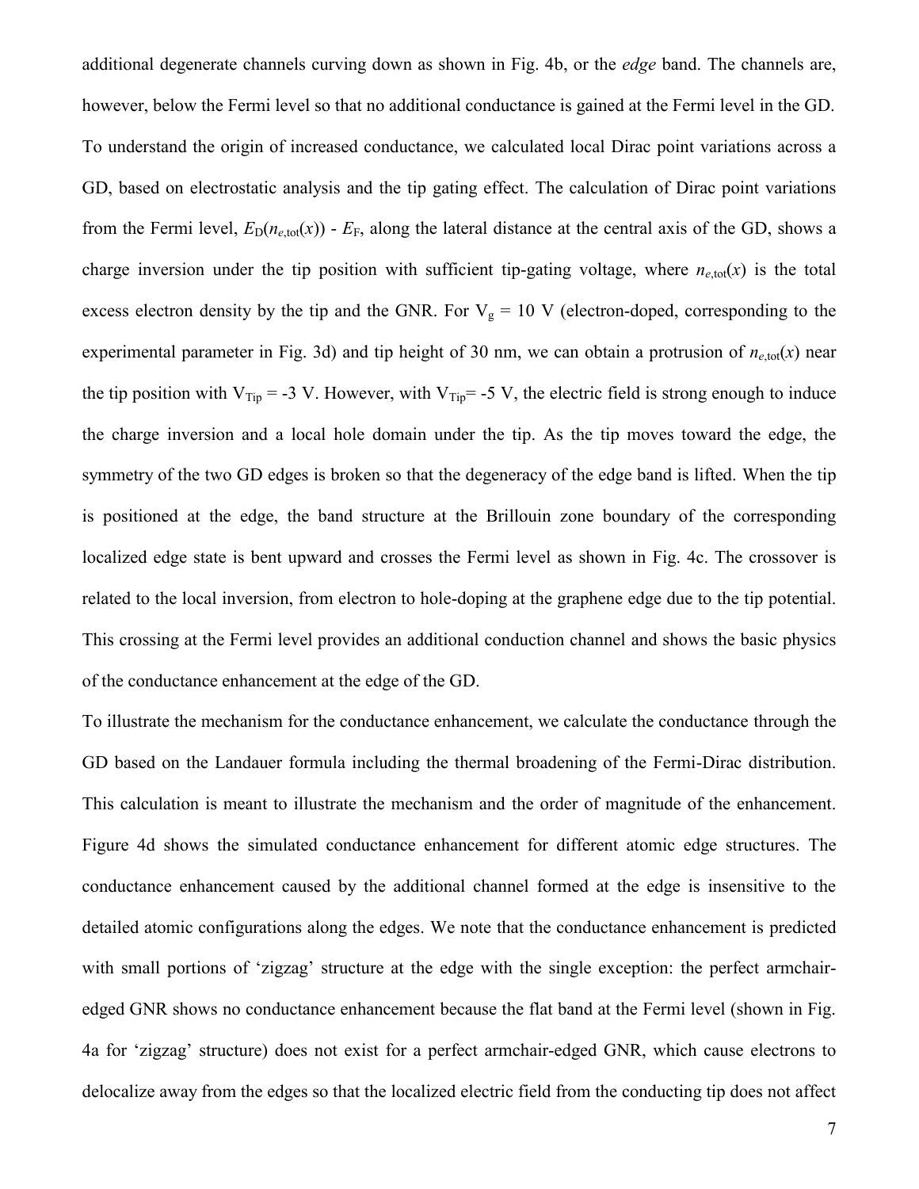additional degenerate channels curving down as shown in Fig. 4b, or the *edge* band. The channels are, however, below the Fermi level so that no additional conductance is gained at the Fermi level in the GD. To understand the origin of increased conductance, we calculated local Dirac point variations across a GD, based on electrostatic analysis and the tip gating effect. The calculation of Dirac point variations from the Fermi level, $E_D(n_{e,\mathrm{tot}}(x))$ - $E_F$, along the lateral distance at the central axis of the GD, shows a charge inversion under the tip position with sufficient tip-gating voltage, where $n_{e,\mathrm{tot}}(x)$ is the total excess electron density by the tip and the GNR. For $V_g$ = 10 V (electron-doped, corresponding to the experimental parameter in Fig. 3d) and tip height of 30 nm, we can obtain a protrusion of $n_{e,\mathrm{tot}}(x)$ near the tip position with $V_{Tip}$ = -3 V. However, with $V_{Tip}$= -5 V, the electric field is strong enough to induce the charge inversion and a local hole domain under the tip. As the tip moves toward the edge, the symmetry of the two GD edges is broken so that the degeneracy of the edge band is lifted. When the tip is positioned at the edge, the band structure at the Brillouin zone boundary of the corresponding localized edge state is bent upward and crosses the Fermi level as shown in Fig. 4c. The crossover is related to the local inversion, from electron to hole-doping at the graphene edge due to the tip potential. This crossing at the Fermi level provides an additional conduction channel and shows the basic physics of the conductance enhancement at the edge of the GD.

To illustrate the mechanism for the conductance enhancement, we calculate the conductance through the GD based on the Landauer formula including the thermal broadening of the Fermi-Dirac distribution. This calculation is meant to illustrate the mechanism and the order of magnitude of the enhancement. Figure 4d shows the simulated conductance enhancement for different atomic edge structures. The conductance enhancement caused by the additional channel formed at the edge is insensitive to the detailed atomic configurations along the edges. We note that the conductance enhancement is predicted with small portions of 'zigzag' structure at the edge with the single exception: the perfect armchair-edged GNR shows no conductance enhancement because the flat band at the Fermi level (shown in Fig. 4a for 'zigzag' structure) does not exist for a perfect armchair-edged GNR, which cause electrons to delocalize away from the edges so that the localized electric field from the conducting tip does not affect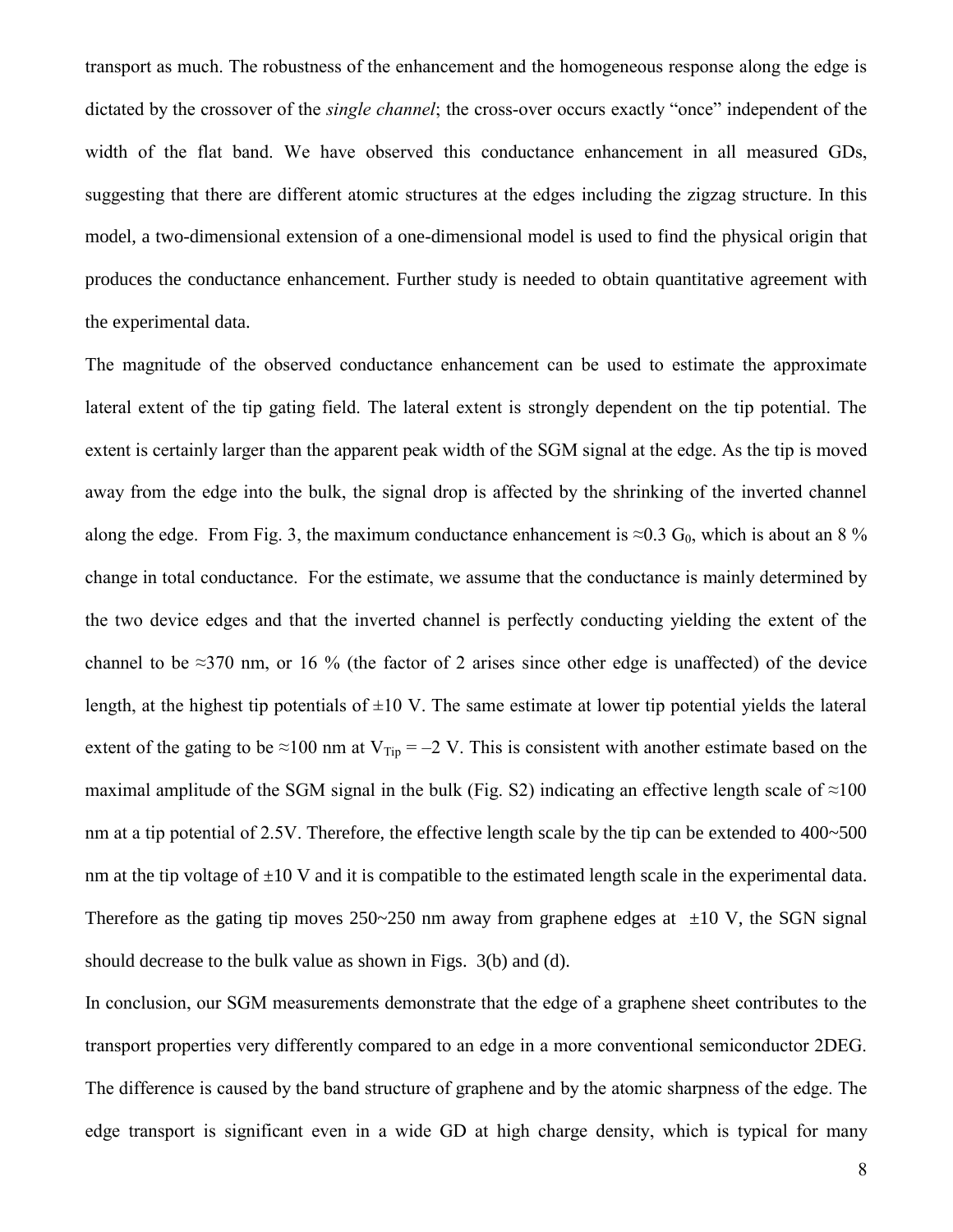transport as much. The robustness of the enhancement and the homogeneous response along the edge is dictated by the crossover of the *single channel*; the cross-over occurs exactly "once" independent of the width of the flat band. We have observed this conductance enhancement in all measured GDs, suggesting that there are different atomic structures at the edges including the zigzag structure. In this model, a two-dimensional extension of a one-dimensional model is used to find the physical origin that produces the conductance enhancement. Further study is needed to obtain quantitative agreement with the experimental data.

The magnitude of the observed conductance enhancement can be used to estimate the approximate lateral extent of the tip gating field. The lateral extent is strongly dependent on the tip potential. The extent is certainly larger than the apparent peak width of the SGM signal at the edge. As the tip is moved away from the edge into the bulk, the signal drop is affected by the shrinking of the inverted channel along the edge. From Fig. 3, the maximum conductance enhancement is $\approx 0.3\ G_0$, which is about an 8 % change in total conductance. For the estimate, we assume that the conductance is mainly determined by the two device edges and that the inverted channel is perfectly conducting yielding the extent of the channel to be $\approx 370$ nm, or 16 % (the factor of 2 arises since other edge is unaffected) of the device length, at the highest tip potentials of $\pm 10$ V. The same estimate at lower tip potential yields the lateral extent of the gating to be $\approx 100$ nm at $V_{Tip} = -2$ V. This is consistent with another estimate based on the maximal amplitude of the SGM signal in the bulk (Fig. S2) indicating an effective length scale of $\approx 100$ nm at a tip potential of 2.5V. Therefore, the effective length scale by the tip can be extended to 400~500 nm at the tip voltage of $\pm 10$ V and it is compatible to the estimated length scale in the experimental data. Therefore as the gating tip moves 250~250 nm away from graphene edges at $\pm 10$ V, the SGN signal should decrease to the bulk value as shown in Figs. 3(b) and (d).

In conclusion, our SGM measurements demonstrate that the edge of a graphene sheet contributes to the transport properties very differently compared to an edge in a more conventional semiconductor 2DEG. The difference is caused by the band structure of graphene and by the atomic sharpness of the edge. The edge transport is significant even in a wide GD at high charge density, which is typical for many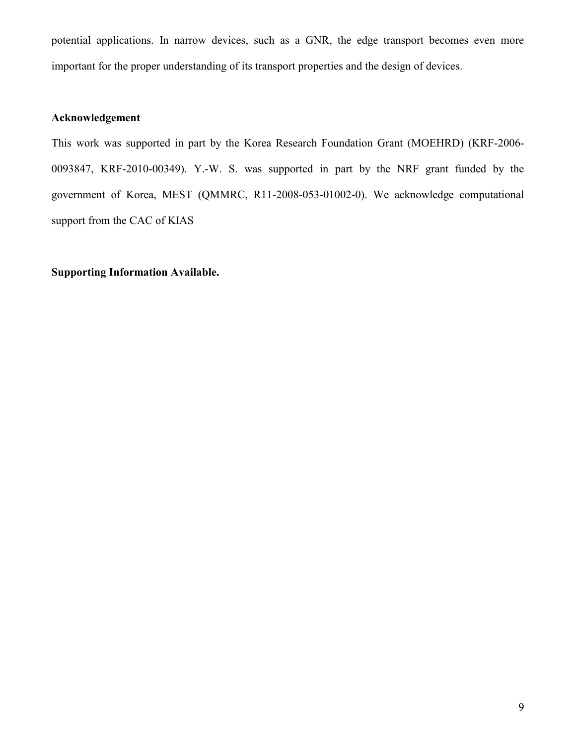potential applications. In narrow devices, such as a GNR, the edge transport becomes even more important for the proper understanding of its transport properties and the design of devices.

**Acknowledgement**

This work was supported in part by the Korea Research Foundation Grant (MOEHRD) (KRF-2006-0093847, KRF-2010-00349). Y.-W. S. was supported in part by the NRF grant funded by the government of Korea, MEST (QMMRC, R11-2008-053-01002-0). We acknowledge computational support from the CAC of KIAS

**Supporting Information Available.**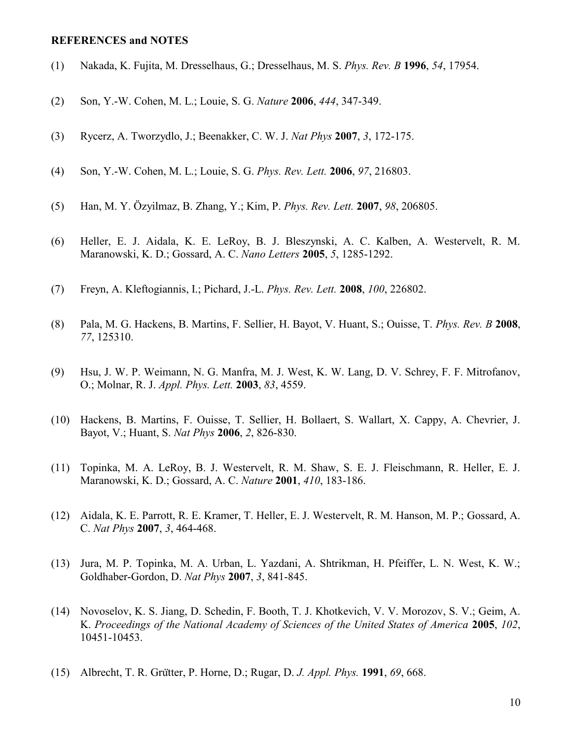**REFERENCES and NOTES**

(1) Nakada, K. Fujita, M. Dresselhaus, G.; Dresselhaus, M. S. *Phys. Rev. B* **1996**, *54*, 17954.

(2) Son, Y.-W. Cohen, M. L.; Louie, S. G. *Nature* **2006**, *444*, 347-349.

(3) Rycerz, A. Tworzydlo, J.; Beenakker, C. W. J. *Nat Phys* **2007**, *3*, 172-175.

(4) Son, Y.-W. Cohen, M. L.; Louie, S. G. *Phys. Rev. Lett.* **2006**, *97*, 216803.

(5) Han, M. Y. Özyilmaz, B. Zhang, Y.; Kim, P. *Phys. Rev. Lett.* **2007**, *98*, 206805.

(6) Heller, E. J. Aidala, K. E. LeRoy, B. J. Bleszynski, A. C. Kalben, A. Westervelt, R. M. Maranowski, K. D.; Gossard, A. C. *Nano Letters* **2005**, *5*, 1285-1292.

(7) Freyn, A. Kleftogiannis, I.; Pichard, J.-L. *Phys. Rev. Lett.* **2008**, *100*, 226802.

(8) Pala, M. G. Hackens, B. Martins, F. Sellier, H. Bayot, V. Huant, S.; Ouisse, T. *Phys. Rev. B* **2008**, *77*, 125310.

(9) Hsu, J. W. P. Weimann, N. G. Manfra, M. J. West, K. W. Lang, D. V. Schrey, F. F. Mitrofanov, O.; Molnar, R. J. *Appl. Phys. Lett.* **2003**, *83*, 4559.

(10) Hackens, B. Martins, F. Ouisse, T. Sellier, H. Bollaert, S. Wallart, X. Cappy, A. Chevrier, J. Bayot, V.; Huant, S. *Nat Phys* **2006**, *2*, 826-830.

(11) Topinka, M. A. LeRoy, B. J. Westervelt, R. M. Shaw, S. E. J. Fleischmann, R. Heller, E. J. Maranowski, K. D.; Gossard, A. C. *Nature* **2001**, *410*, 183-186.

(12) Aidala, K. E. Parrott, R. E. Kramer, T. Heller, E. J. Westervelt, R. M. Hanson, M. P.; Gossard, A. C. *Nat Phys* **2007**, *3*, 464-468.

(13) Jura, M. P. Topinka, M. A. Urban, L. Yazdani, A. Shtrikman, H. Pfeiffer, L. N. West, K. W.; Goldhaber-Gordon, D. *Nat Phys* **2007**, *3*, 841-845.

(14) Novoselov, K. S. Jiang, D. Schedin, F. Booth, T. J. Khotkevich, V. V. Morozov, S. V.; Geim, A. K. *Proceedings of the National Academy of Sciences of the United States of America* **2005**, *102*, 10451-10453.

(15) Albrecht, T. R. Grütter, P. Horne, D.; Rugar, D. *J. Appl. Phys.* **1991**, *69*, 668.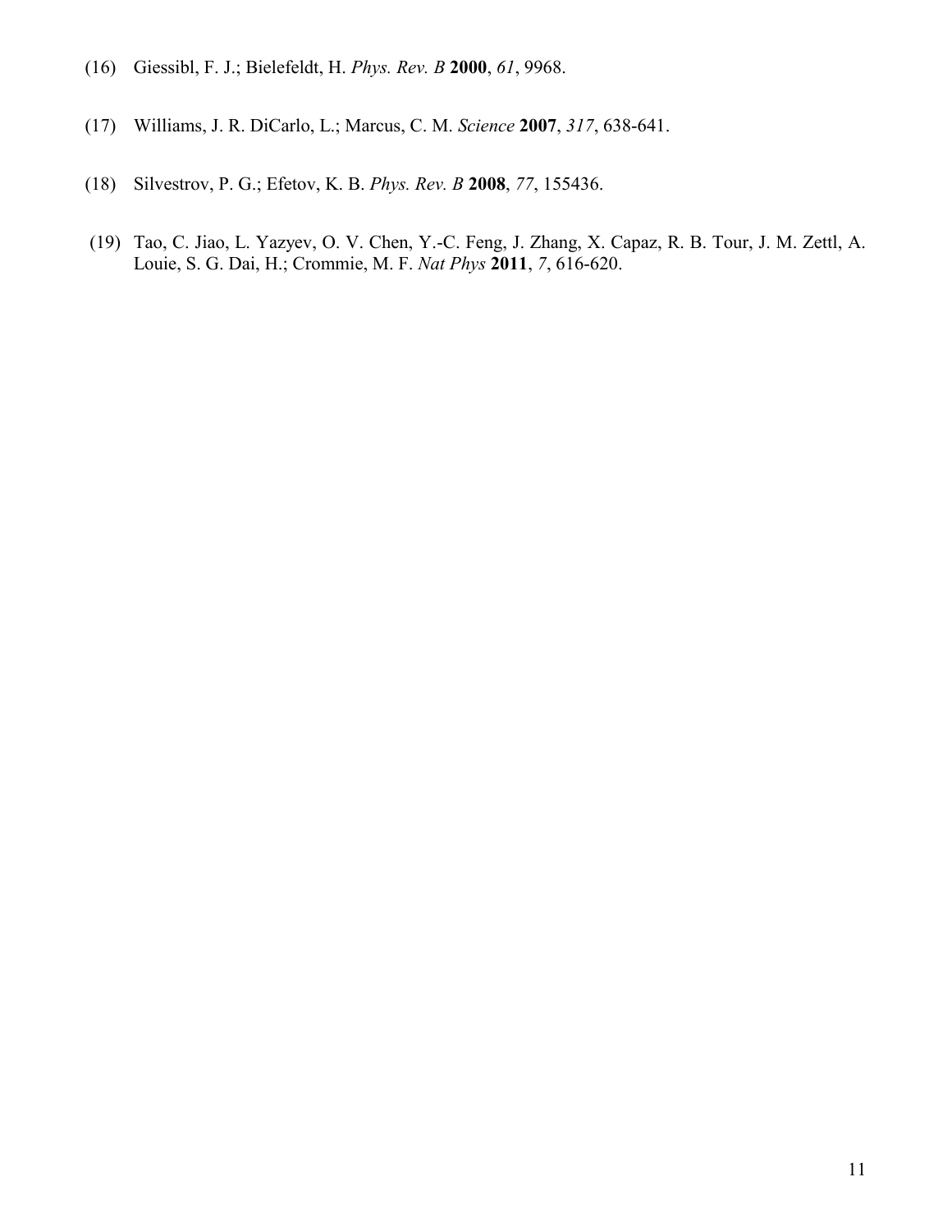(16) Giessibl, F. J.; Bielefeldt, H. *Phys. Rev. B* **2000**, *61*, 9968.

(17) Williams, J. R. DiCarlo, L.; Marcus, C. M. *Science* **2007**, *317*, 638-641.

(18) Silvestrov, P. G.; Efetov, K. B. *Phys. Rev. B* **2008**, *77*, 155436.

(19) Tao, C. Jiao, L. Yazyev, O. V. Chen, Y.-C. Feng, J. Zhang, X. Capaz, R. B. Tour, J. M. Zettl, A. Louie, S. G. Dai, H.; Crommie, M. F. *Nat Phys* **2011**, *7*, 616-620.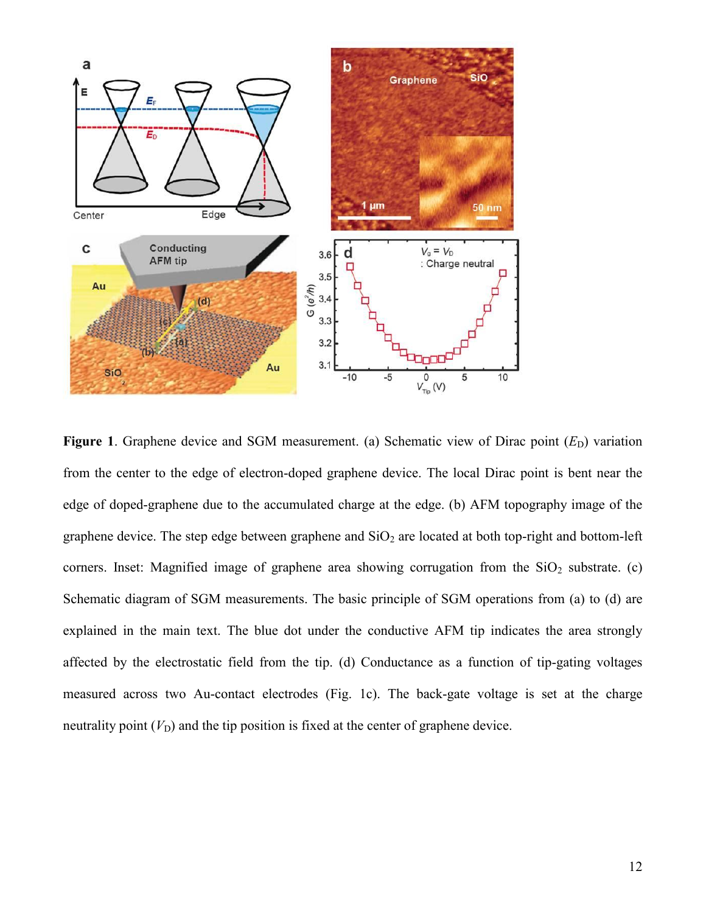**Figure 1**. Graphene device and SGM measurement. (a) Schematic view of Dirac point ($E_D$) variation from the center to the edge of electron-doped graphene device. The local Dirac point is bent near the edge of doped-graphene due to the accumulated charge at the edge. (b) AFM topography image of the graphene device. The step edge between graphene and $SiO_2$ are located at both top-right and bottom-left corners. Inset: Magnified image of graphene area showing corrugation from the $SiO_2$ substrate. (c) Schematic diagram of SGM measurements. The basic principle of SGM operations from (a) to (d) are explained in the main text. The blue dot under the conductive AFM tip indicates the area strongly affected by the electrostatic field from the tip. (d) Conductance as a function of tip-gating voltages measured across two Au-contact electrodes (Fig. 1c). The back-gate voltage is set at the charge neutrality point ($V_D$) and the tip position is fixed at the center of graphene device.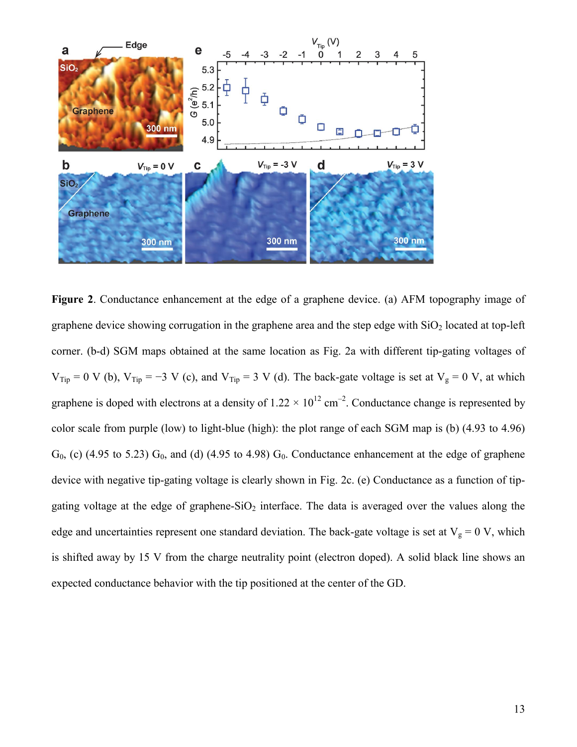**Figure 2**. Conductance enhancement at the edge of a graphene device. (a) AFM topography image of graphene device showing corrugation in the graphene area and the step edge with $SiO_2$ located at top-left corner. (b-d) SGM maps obtained at the same location as Fig. 2a with different tip-gating voltages of $V_{Tip} = 0$ V (b), $V_{Tip} = -3$ V (c), and $V_{Tip} = 3$ V (d). The back-gate voltage is set at $V_g = 0$ V, at which graphene is doped with electrons at a density of $1.22 \times 10^{12}$ cm$^{-2}$. Conductance change is represented by color scale from purple (low) to light-blue (high): the plot range of each SGM map is (b) (4.93 to 4.96) $G_0$, (c) (4.95 to 5.23) $G_0$, and (d) (4.95 to 4.98) $G_0$. Conductance enhancement at the edge of graphene device with negative tip-gating voltage is clearly shown in Fig. 2c. (e) Conductance as a function of tip-gating voltage at the edge of graphene-$SiO_2$ interface. The data is averaged over the values along the edge and uncertainties represent one standard deviation. The back-gate voltage is set at $V_g = 0$ V, which is shifted away by 15 V from the charge neutrality point (electron doped). A solid black line shows an expected conductance behavior with the tip positioned at the center of the GD.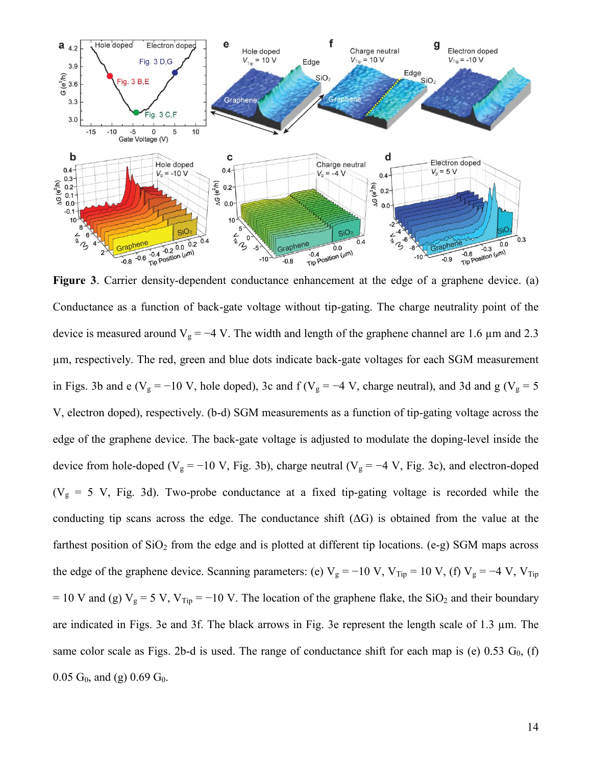**Figure 3**. Carrier density-dependent conductance enhancement at the edge of a graphene device. (a) Conductance as a function of back-gate voltage without tip-gating. The charge neutrality point of the device is measured around $V_g = -4$ V. The width and length of the graphene channel are 1.6 µm and 2.3 µm, respectively. The red, green and blue dots indicate back-gate voltages for each SGM measurement in Figs. 3b and e ($V_g = -10$ V, hole doped), 3c and f ($V_g = -4$ V, charge neutral), and 3d and g ($V_g = 5$ V, electron doped), respectively. (b-d) SGM measurements as a function of tip-gating voltage across the edge of the graphene device. The back-gate voltage is adjusted to modulate the doping-level inside the device from hole-doped ($V_g = -10$ V, Fig. 3b), charge neutral ($V_g = -4$ V, Fig. 3c), and electron-doped ($V_g = 5$ V, Fig. 3d). Two-probe conductance at a fixed tip-gating voltage is recorded while the conducting tip scans across the edge. The conductance shift ($\Delta G$) is obtained from the value at the farthest position of $SiO_2$ from the edge and is plotted at different tip locations. (e-g) SGM maps across the edge of the graphene device. Scanning parameters: (e) $V_g = -10$ V, $V_{Tip} = 10$ V, (f) $V_g = -4$ V, $V_{Tip} = 10$ V and (g) $V_g = 5$ V, $V_{Tip} = -10$ V. The location of the graphene flake, the $SiO_2$ and their boundary are indicated in Figs. 3e and 3f. The black arrows in Fig. 3e represent the length scale of 1.3 µm. The same color scale as Figs. 2b-d is used. The range of conductance shift for each map is (e) 0.53 $G_0$, (f) 0.05 $G_0$, and (g) 0.69 $G_0$.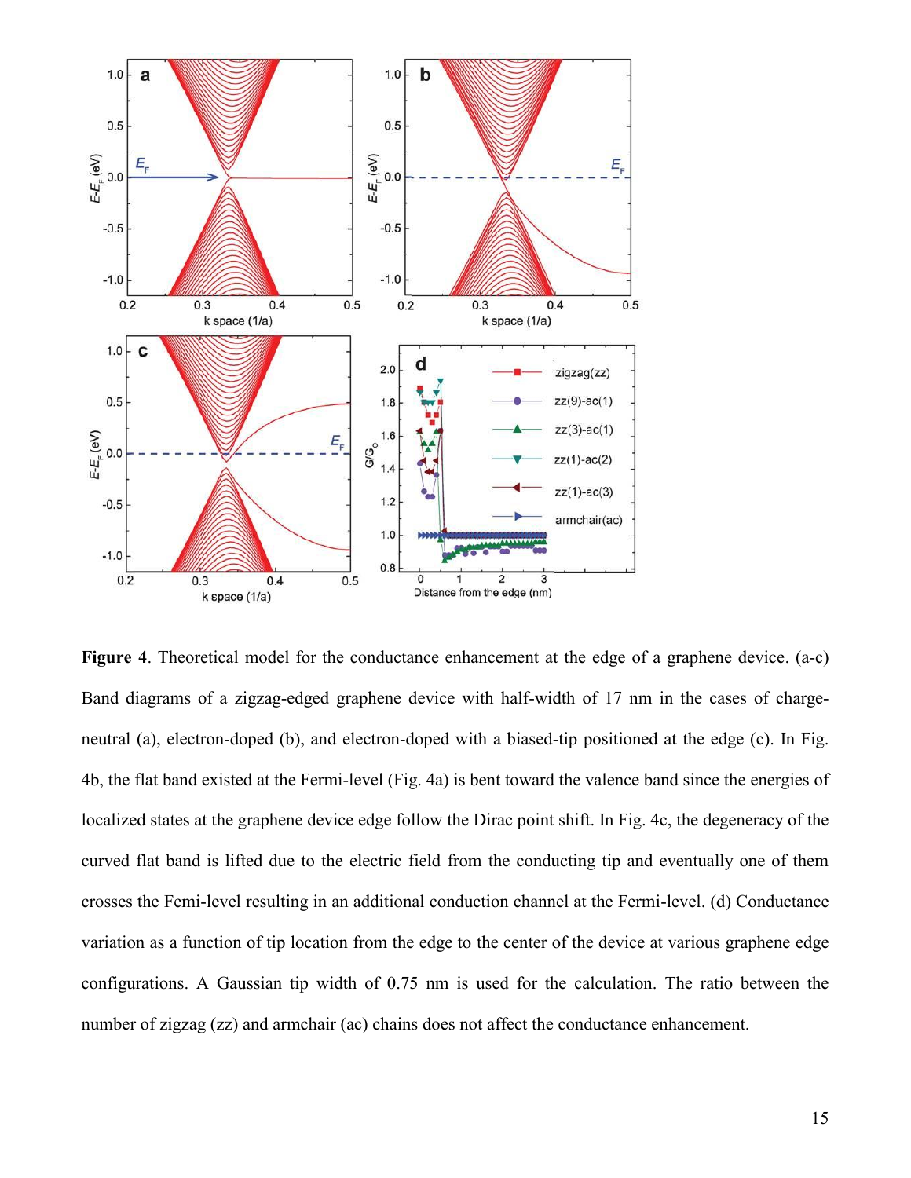**Figure 4**. Theoretical model for the conductance enhancement at the edge of a graphene device. (a-c) Band diagrams of a zigzag-edged graphene device with half-width of 17 nm in the cases of charge-neutral (a), electron-doped (b), and electron-doped with a biased-tip positioned at the edge (c). In Fig. 4b, the flat band existed at the Fermi-level (Fig. 4a) is bent toward the valence band since the energies of localized states at the graphene device edge follow the Dirac point shift. In Fig. 4c, the degeneracy of the curved flat band is lifted due to the electric field from the conducting tip and eventually one of them crosses the Femi-level resulting in an additional conduction channel at the Fermi-level. (d) Conductance variation as a function of tip location from the edge to the center of the device at various graphene edge configurations. A Gaussian tip width of 0.75 nm is used for the calculation. The ratio between the number of zigzag (zz) and armchair (ac) chains does not affect the conductance enhancement.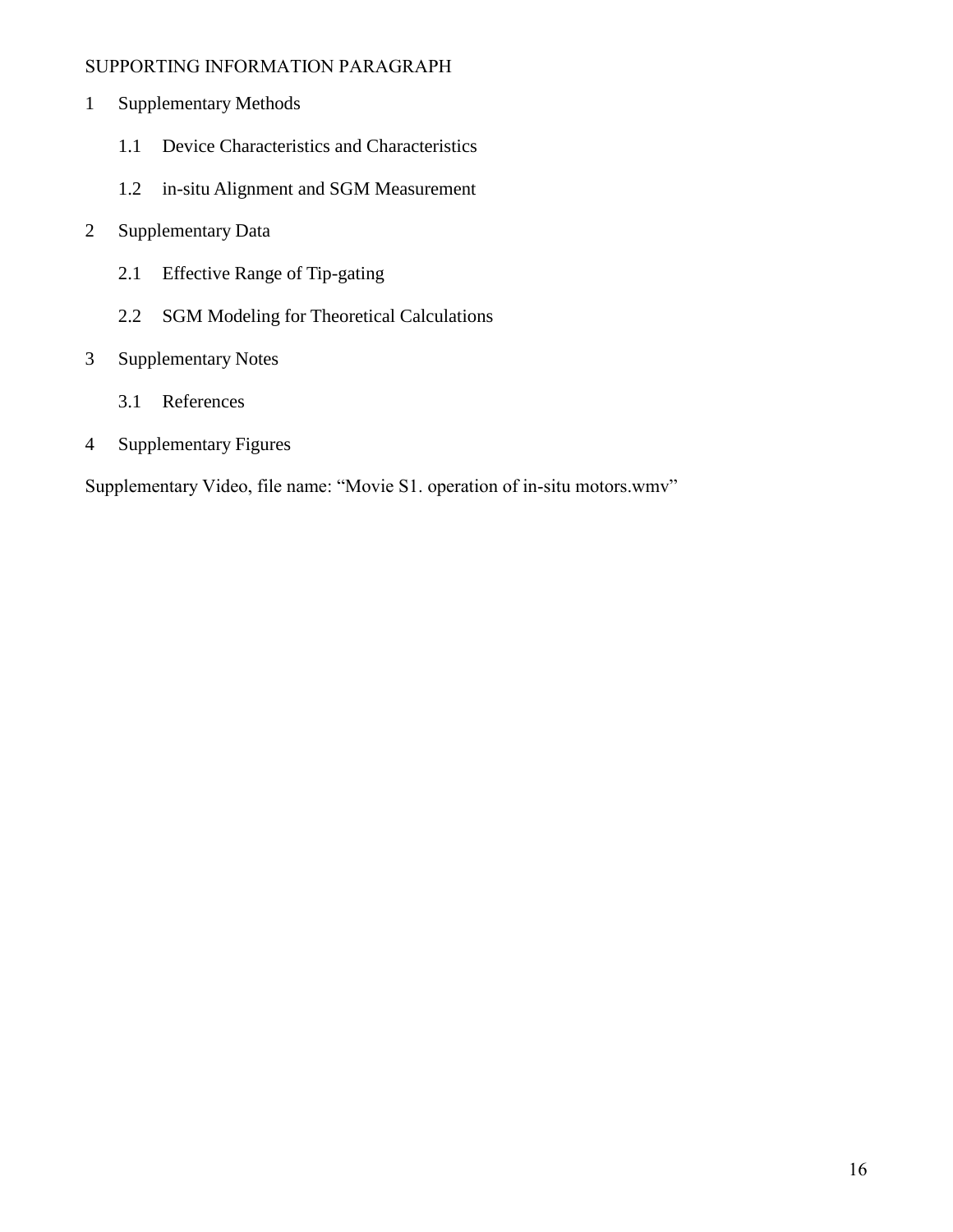SUPPORTING INFORMATION PARAGRAPH

1 Supplementary Methods

  1.1 Device Characteristics and Characteristics

  1.2 in-situ Alignment and SGM Measurement

2 Supplementary Data

  2.1 Effective Range of Tip-gating

  2.2 SGM Modeling for Theoretical Calculations

3 Supplementary Notes

  3.1 References

4 Supplementary Figures

Supplementary Video, file name: “Movie S1. operation of in-situ motors.wmv”